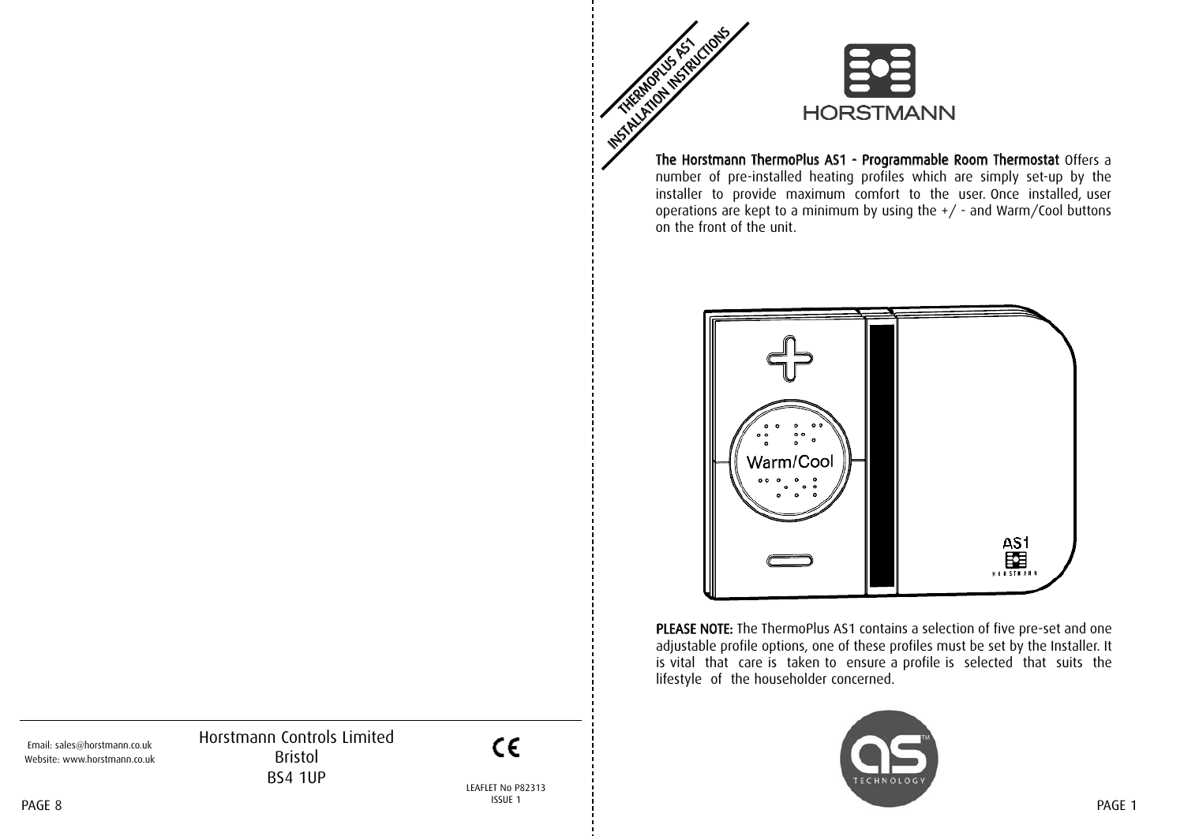THERMOPLUS AS1
INSTALLATION INSTRUCTIONS

HORSTMANN

**The Horstmann ThermoPlus AS1 - Programmable Room Thermostat** Offers a number of pre-installed heating profiles which are simply set-up by the installer to provide maximum comfort to the user. Once installed, user operations are kept to a minimum by using the +/ - and Warm/Cool buttons on the front of the unit.

**PLEASE NOTE:** The ThermoPlus AS1 contains a selection of five pre-set and one adjustable profile options, one of these profiles must be set by the Installer. It is vital that care is taken to ensure a profile is selected that suits the lifestyle of the householder concerned.

Email: sales@horstmann.co.uk
Website: www.horstmann.co.uk

Horstmann Controls Limited
Bristol
BS4 1UP

CE

LEAFLET No P82313
ISSUE 1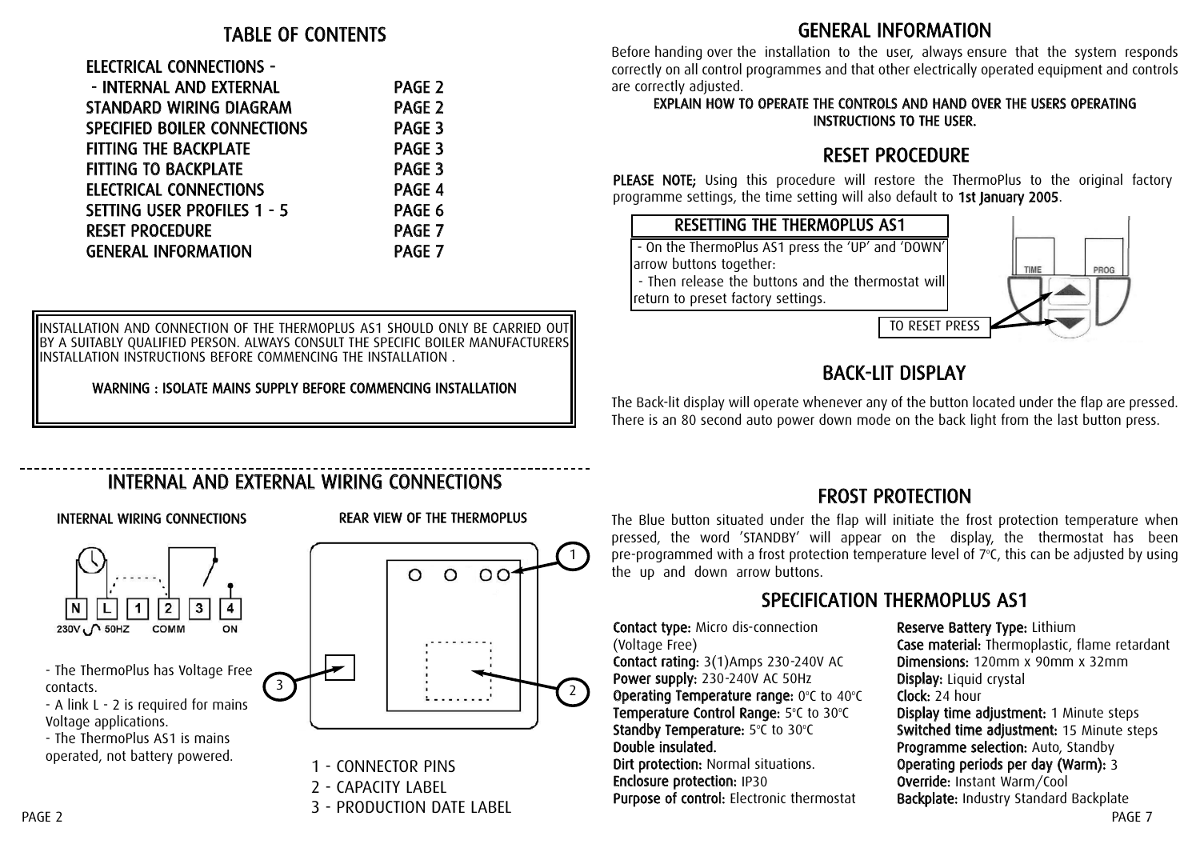# TABLE OF CONTENTS

| | |
|---|---|
| ELECTRICAL CONNECTIONS - | |
| - INTERNAL AND EXTERNAL | PAGE 2 |
| STANDARD WIRING DIAGRAM | PAGE 2 |
| SPECIFIED BOILER CONNECTIONS | PAGE 3 |
| FITTING THE BACKPLATE | PAGE 3 |
| FITTING TO BACKPLATE | PAGE 3 |
| ELECTRICAL CONNECTIONS | PAGE 4 |
| SETTING USER PROFILES 1 - 5 | PAGE 6 |
| RESET PROCEDURE | PAGE 7 |
| GENERAL INFORMATION | PAGE 7 |

INSTALLATION AND CONNECTION OF THE THERMOPLUS AS1 SHOULD ONLY BE CARRIED OUT BY A SUITABLY QUALIFIED PERSON. ALWAYS CONSULT THE SPECIFIC BOILER MANUFACTURERS INSTALLATION INSTRUCTIONS BEFORE COMMENCING THE INSTALLATION .

**WARNING : ISOLATE MAINS SUPPLY BEFORE COMMENCING INSTALLATION**

# INTERNAL AND EXTERNAL WIRING CONNECTIONS

### INTERNAL WIRING CONNECTIONS

N L 1 2 3 4

230V 50HZ COMM ON

- The ThermoPlus has Voltage Free contacts.
- A link L - 2 is required for mains Voltage applications.
- The ThermoPlus AS1 is mains operated, not battery powered.

### REAR VIEW OF THE THERMOPLUS

1 - CONNECTOR PINS
2 - CAPACITY LABEL
3 - PRODUCTION DATE LABEL

# GENERAL INFORMATION

Before handing over the installation to the user, always ensure that the system responds correctly on all control programmes and that other electrically operated equipment and controls are correctly adjusted.

**EXPLAIN HOW TO OPERATE THE CONTROLS AND HAND OVER THE USERS OPERATING INSTRUCTIONS TO THE USER.**

# RESET PROCEDURE

**PLEASE NOTE;** Using this procedure will restore the ThermoPlus to the original factory programme settings, the time setting will also default to **1st January 2005**.

**RESETTING THE THERMOPLUS AS1**

- On the ThermoPlus AS1 press the 'UP' and 'DOWN' arrow buttons together:
- Then release the buttons and the thermostat will return to preset factory settings.

TIME PROG

TO RESET PRESS

# BACK-LIT DISPLAY

The Back-lit display will operate whenever any of the button located under the flap are pressed. There is an 80 second auto power down mode on the back light from the last button press.

# FROST PROTECTION

The Blue button situated under the flap will initiate the frost protection temperature when pressed, the word 'STANDBY' will appear on the display, the thermostat has been pre-programmed with a frost protection temperature level of 7°C, this can be adjusted by using the up and down arrow buttons.

# SPECIFICATION THERMOPLUS AS1

**Contact type:** Micro dis-connection (Voltage Free)
**Contact rating:** 3(1)Amps 230-240V AC
**Power supply:** 230-240V AC 50Hz
**Operating Temperature range:** 0°C to 40°C
**Temperature Control Range:** 5°C to 30°C
**Standby Temperature:** 5°C to 30°C
**Double insulated.**
**Dirt protection:** Normal situations.
**Enclosure protection:** IP30
**Purpose of control:** Electronic thermostat
**Reserve Battery Type:** Lithium
**Case material:** Thermoplastic, flame retardant
**Dimensions:** 120mm x 90mm x 32mm
**Display:** Liquid crystal
**Clock:** 24 hour
**Display time adjustment:** 1 Minute steps
**Switched time adjustment:** 15 Minute steps
**Programme selection:** Auto, Standby
**Operating periods per day (Warm):** 3
**Override:** Instant Warm/Cool
**Backplate:** Industry Standard Backplate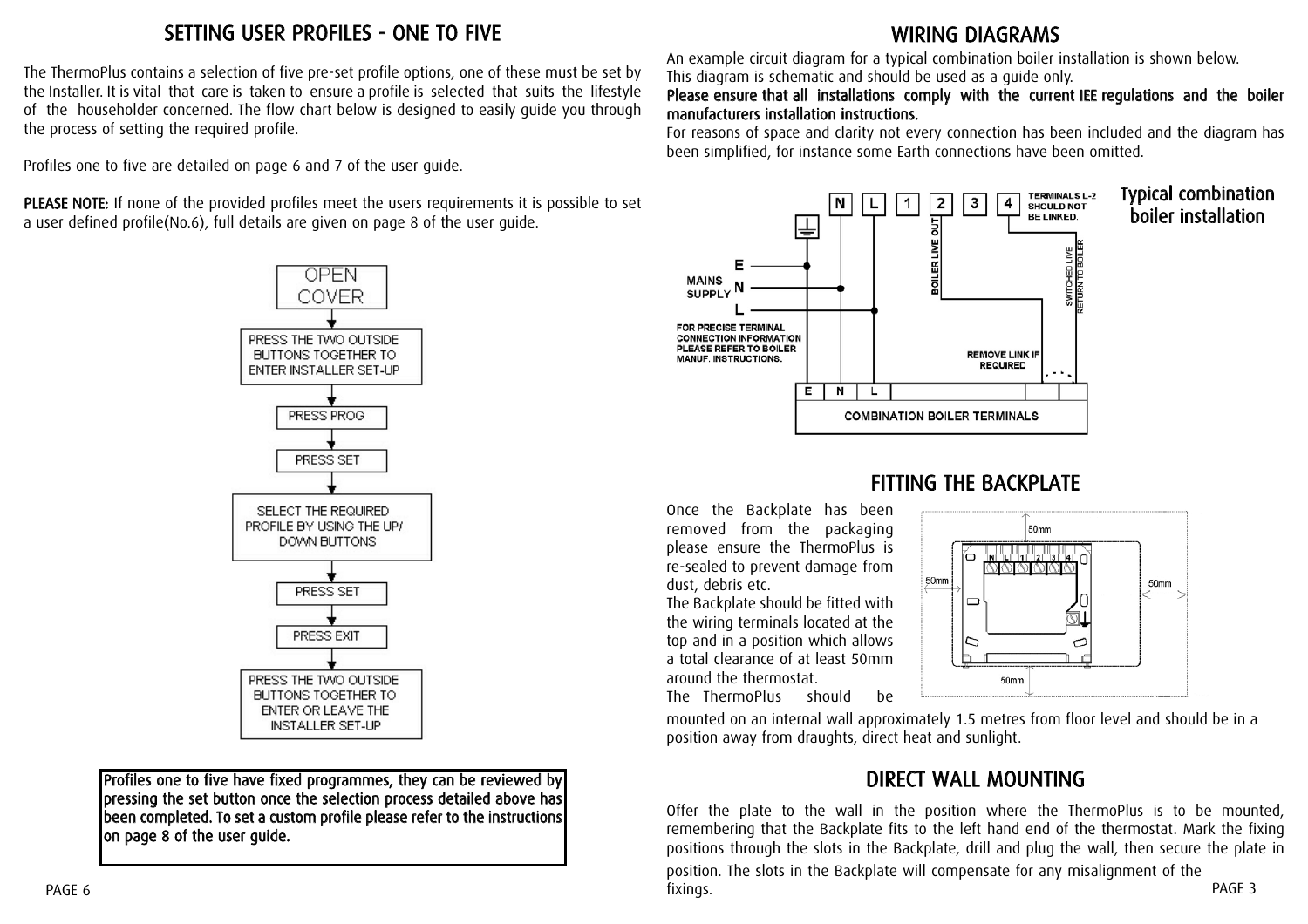## SETTING USER PROFILES - ONE TO FIVE

The ThermoPlus contains a selection of five pre-set profile options, one of these must be set by the Installer. It is vital that care is taken to ensure a profile is selected that suits the lifestyle of the householder concerned. The flow chart below is designed to easily guide you through the process of setting the required profile.

Profiles one to five are detailed on page 6 and 7 of the user guide.

**PLEASE NOTE:** If none of the provided profiles meet the users requirements it is possible to set a user defined profile(No.6), full details are given on page 8 of the user guide.

OPEN COVER
↓
PRESS THE TWO OUTSIDE BUTTONS TOGETHER TO ENTER INSTALLER SET-UP
↓
PRESS PROG
↓
PRESS SET
↓
SELECT THE REQUIRED PROFILE BY USING THE UP/ DOWN BUTTONS
↓
PRESS SET
↓
PRESS EXIT
↓
PRESS THE TWO OUTSIDE BUTTONS TOGETHER TO ENTER OR LEAVE THE INSTALLER SET-UP

**Profiles one to five have fixed programmes, they can be reviewed by pressing the set button once the selection process detailed above has been completed. To set a custom profile please refer to the instructions on page 8 of the user guide.**

## WIRING DIAGRAMS

An example circuit diagram for a typical combination boiler installation is shown below. This diagram is schematic and should be used as a guide only.

**Please ensure that all installations comply with the current IEE regulations and the boiler manufacturers installation instructions.**

For reasons of space and clarity not every connection has been included and the diagram has been simplified, for instance some Earth connections have been omitted.

**Typical combination boiler installation**

N L 1 2 3 4 — TERMINALS L-2 SHOULD NOT BE LINKED.

BOILER LIVE OUT — SWITCHED LIVE RETURN TO BOILER

MAINS SUPPLY: E N L

FOR PRECISE TERMINAL CONNECTION INFORMATION PLEASE REFER TO BOILER MANUF. INSTRUCTIONS.

REMOVE LINK IF REQUIRED

E N L — COMBINATION BOILER TERMINALS

## FITTING THE BACKPLATE

Once the Backplate has been removed from the packaging please ensure the ThermoPlus is re-sealed to prevent damage from dust, debris etc.

The Backplate should be fitted with the wiring terminals located at the top and in a position which allows a total clearance of at least 50mm around the thermostat.

The ThermoPlus should be mounted on an internal wall approximately 1.5 metres from floor level and should be in a position away from draughts, direct heat and sunlight.

50mm 50mm 50mm 50mm

## DIRECT WALL MOUNTING

Offer the plate to the wall in the position where the ThermoPlus is to be mounted, remembering that the Backplate fits to the left hand end of the thermostat. Mark the fixing positions through the slots in the Backplate, drill and plug the wall, then secure the plate in position. The slots in the Backplate will compensate for any misalignment of the fixings.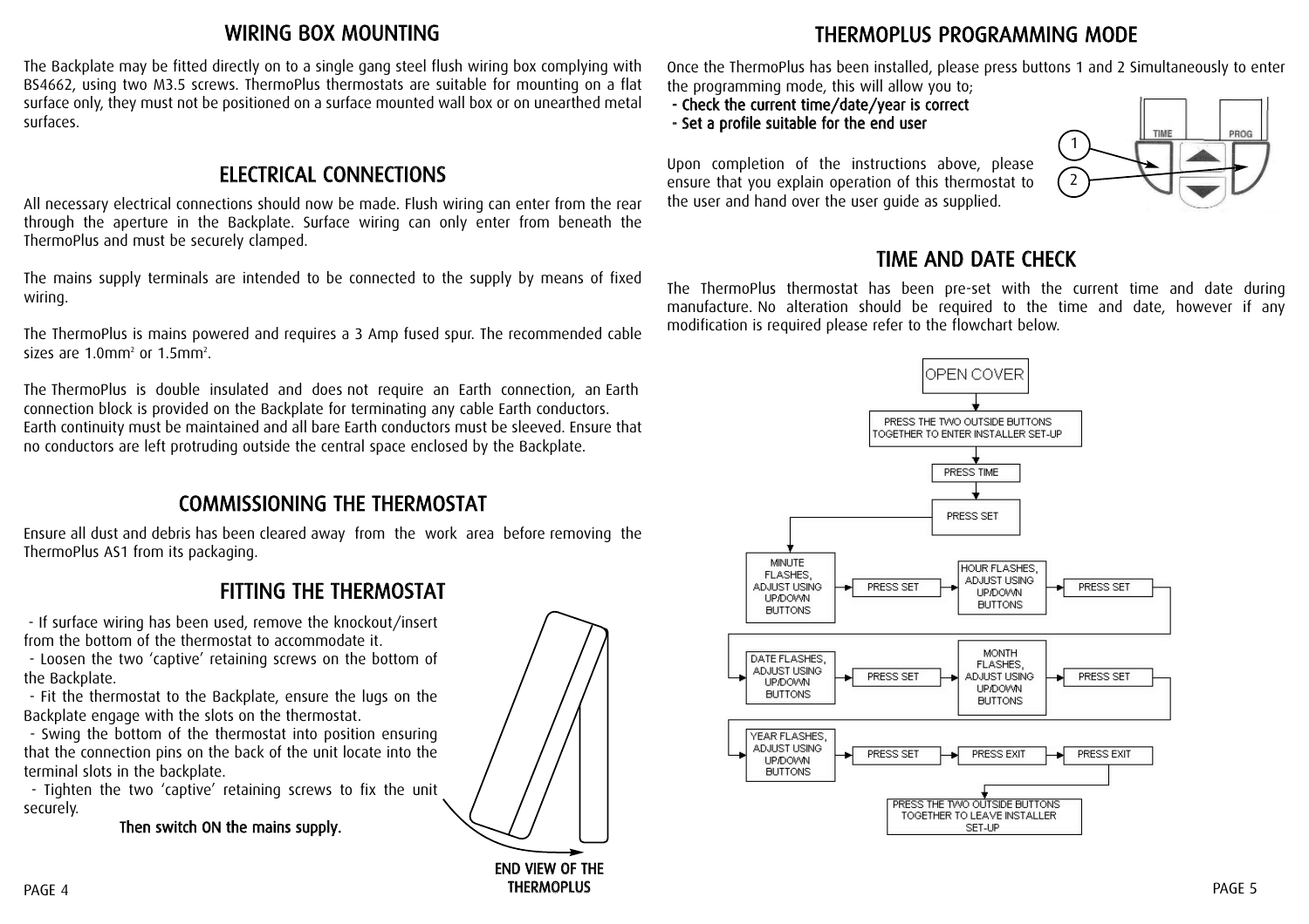## WIRING BOX MOUNTING

The Backplate may be fitted directly on to a single gang steel flush wiring box complying with BS4662, using two M3.5 screws. ThermoPlus thermostats are suitable for mounting on a flat surface only, they must not be positioned on a surface mounted wall box or on unearthed metal surfaces.

## ELECTRICAL CONNECTIONS

All necessary electrical connections should now be made. Flush wiring can enter from the rear through the aperture in the Backplate. Surface wiring can only enter from beneath the ThermoPlus and must be securely clamped.

The mains supply terminals are intended to be connected to the supply by means of fixed wiring.

The ThermoPlus is mains powered and requires a 3 Amp fused spur. The recommended cable sizes are 1.0mm$^2$ or 1.5mm$^2$.

The ThermoPlus is double insulated and does not require an Earth connection, an Earth connection block is provided on the Backplate for terminating any cable Earth conductors. Earth continuity must be maintained and all bare Earth conductors must be sleeved. Ensure that no conductors are left protruding outside the central space enclosed by the Backplate.

## COMMISSIONING THE THERMOSTAT

Ensure all dust and debris has been cleared away from the work area before removing the ThermoPlus AS1 from its packaging.

## FITTING THE THERMOSTAT

- If surface wiring has been used, remove the knockout/insert from the bottom of the thermostat to accommodate it.
- Loosen the two 'captive' retaining screws on the bottom of the Backplate.
- Fit the thermostat to the Backplate, ensure the lugs on the Backplate engage with the slots on the thermostat.
- Swing the bottom of the thermostat into position ensuring that the connection pins on the back of the unit locate into the terminal slots in the backplate.
- Tighten the two 'captive' retaining screws to fix the unit securely.

**Then switch ON the mains supply.**

**END VIEW OF THE THERMOPLUS**

## THERMOPLUS PROGRAMMING MODE

Once the ThermoPlus has been installed, please press buttons 1 and 2 Simultaneously to enter the programming mode, this will allow you to;

- **Check the current time/date/year is correct**
- **Set a profile suitable for the end user**

Upon completion of the instructions above, please ensure that you explain operation of this thermostat to the user and hand over the user guide as supplied.

TIME
PROG
1
2

## TIME AND DATE CHECK

The ThermoPlus thermostat has been pre-set with the current time and date during manufacture. No alteration should be required to the time and date, however if any modification is required please refer to the flowchart below.

OPEN COVER
PRESS THE TWO OUTSIDE BUTTONS TOGETHER TO ENTER INSTALLER SET-UP
PRESS TIME
PRESS SET
MINUTE FLASHES, ADJUST USING UP/DOWN BUTTONS
PRESS SET
HOUR FLASHES, ADJUST USING UP/DOWN BUTTONS
PRESS SET
DATE FLASHES, ADJUST USING UP/DOWN BUTTONS
PRESS SET
MONTH FLASHES, ADJUST USING UP/DOWN BUTTONS
PRESS SET
YEAR FLASHES, ADJUST USING UP/DOWN BUTTONS
PRESS SET
PRESS EXIT
PRESS EXIT
PRESS THE TWO OUTSIDE BUTTONS TOGETHER TO LEAVE INSTALLER SET-UP